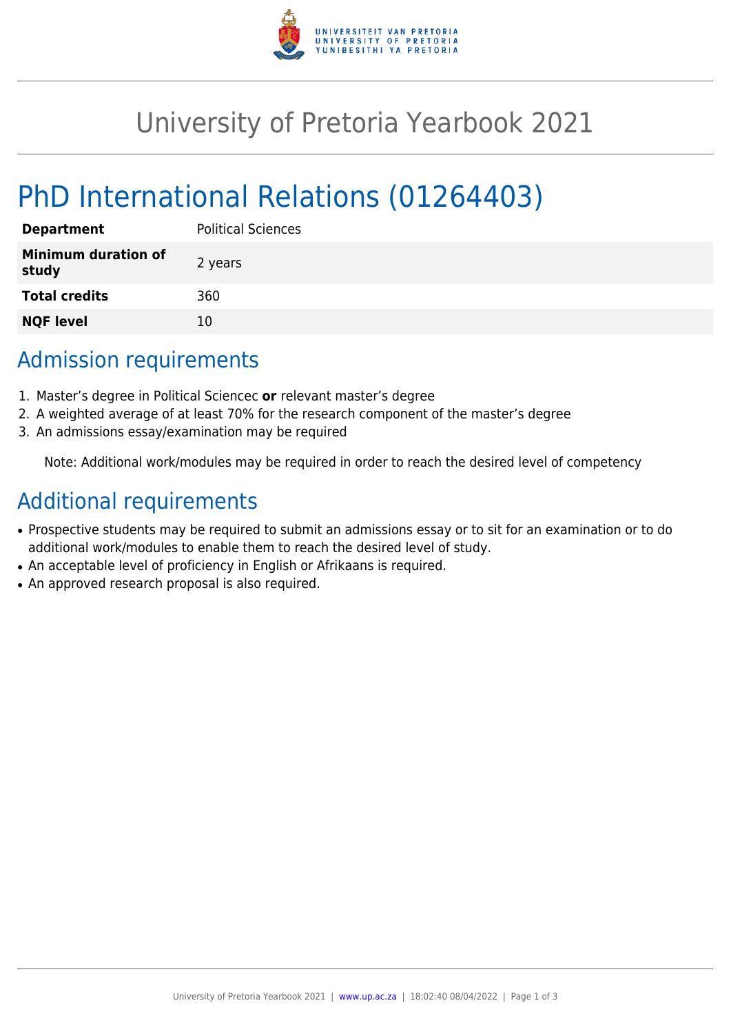# University of Pretoria Yearbook 2021

# PhD International Relations (01264403)

| **Department** | Political Sciences |
| --- | --- |
| **Minimum duration of study** | 2 years |
| **Total credits** | 360 |
| **NQF level** | 10 |

## Admission requirements

1. Master's degree in Political Sciencec **or** relevant master's degree
2. A weighted average of at least 70% for the research component of the master's degree
3. An admissions essay/examination may be required

Note: Additional work/modules may be required in order to reach the desired level of competency

## Additional requirements

- Prospective students may be required to submit an admissions essay or to sit for an examination or to do additional work/modules to enable them to reach the desired level of study.
- An acceptable level of proficiency in English or Afrikaans is required.
- An approved research proposal is also required.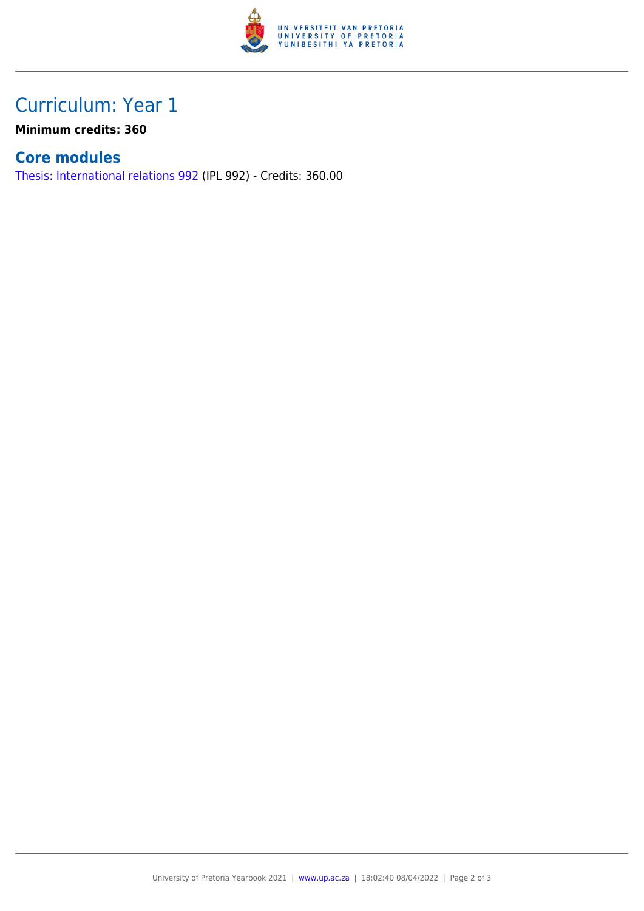# Curriculum: Year 1

**Minimum credits: 360**

## Core modules

Thesis: International relations 992 (IPL 992) - Credits: 360.00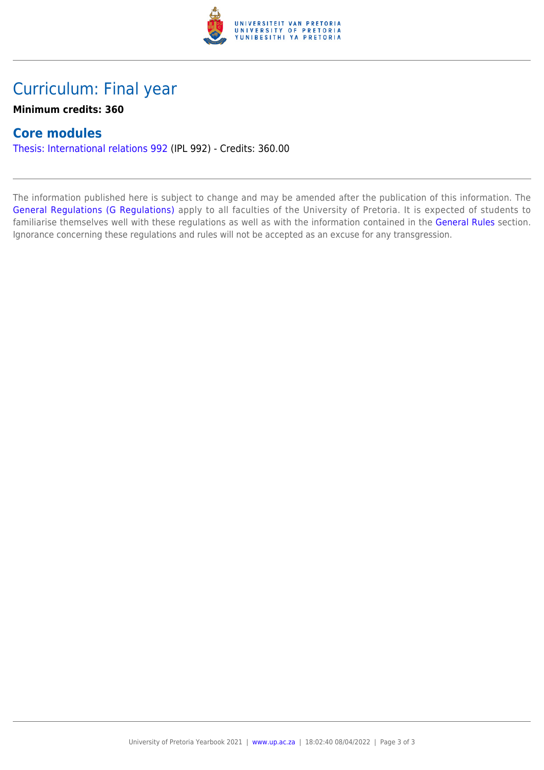## Curriculum: Final year

**Minimum credits: 360**

### Core modules

Thesis: International relations 992 (IPL 992) - Credits: 360.00

The information published here is subject to change and may be amended after the publication of this information. The General Regulations (G Regulations) apply to all faculties of the University of Pretoria. It is expected of students to familiarise themselves well with these regulations as well as with the information contained in the General Rules section. Ignorance concerning these regulations and rules will not be accepted as an excuse for any transgression.